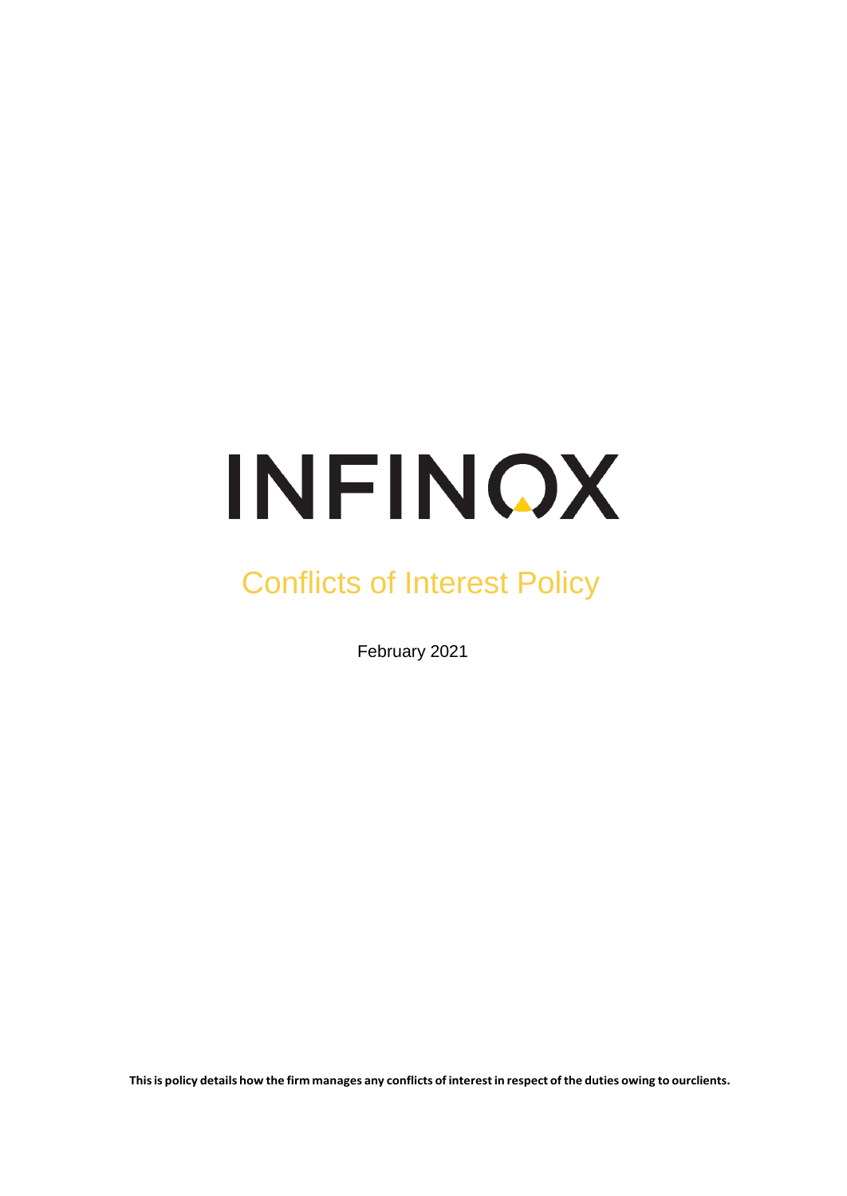# INFINOX

## Conflicts of Interest Policy

February 2021

**This is policy details how the firm manages any conflicts of interest in respect of the duties owing to ourclients.**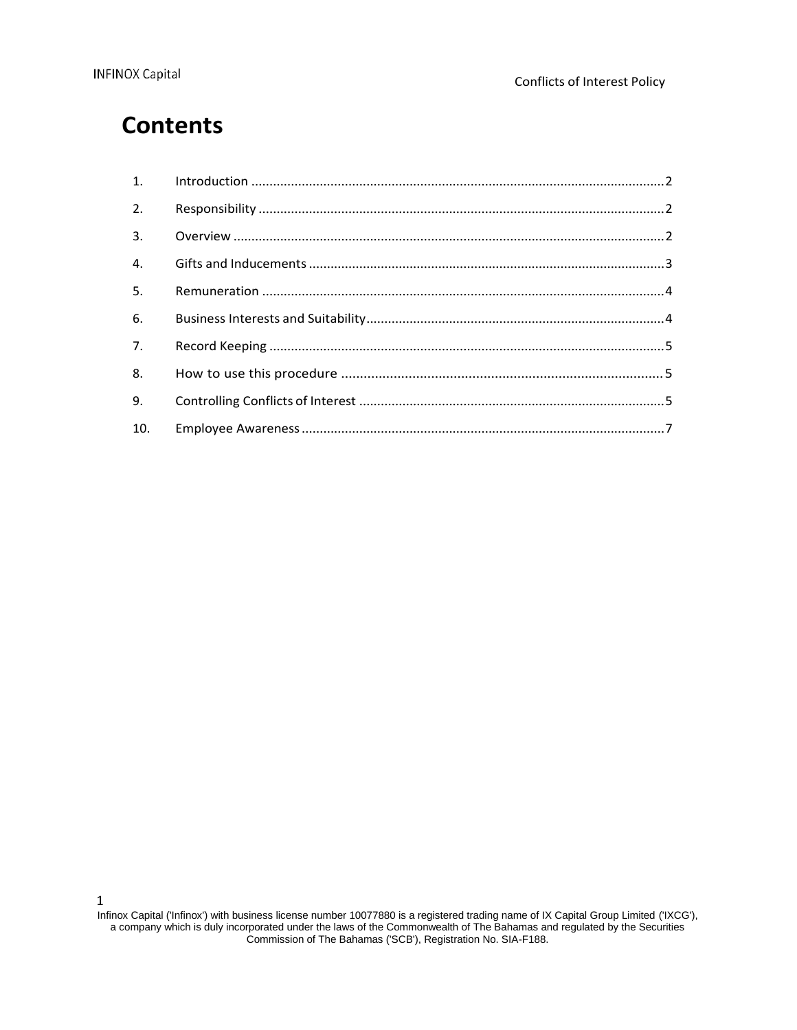# Contents

1. Introduction .......... 2
2. Responsibility .......... 2
3. Overview .......... 2
4. Gifts and Inducements .......... 3
5. Remuneration .......... 4
6. Business Interests and Suitability .......... 4
7. Record Keeping .......... 5
8. How to use this procedure .......... 5
9. Controlling Conflicts of Interest .......... 5
10. Employee Awareness .......... 7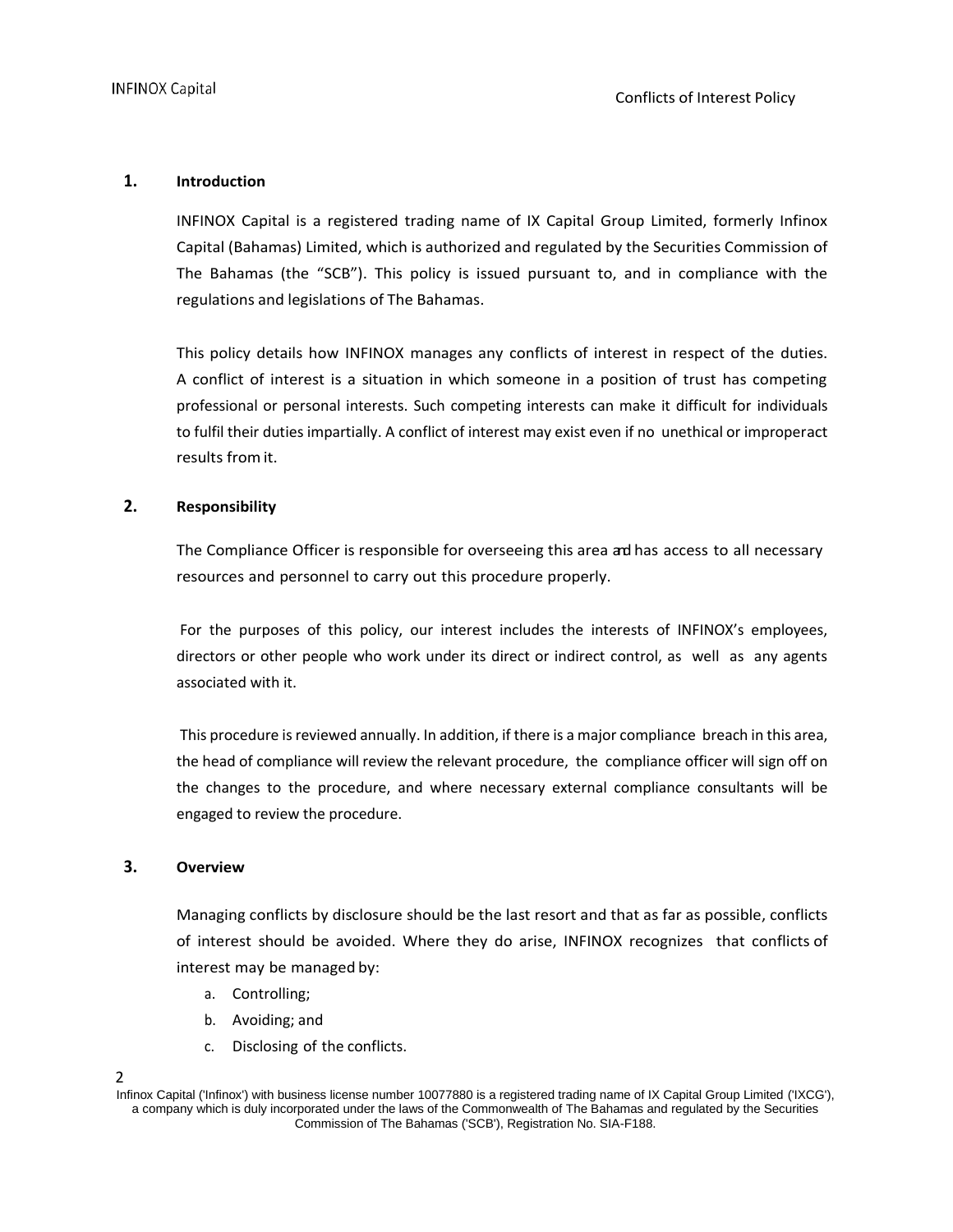## 1. Introduction

INFINOX Capital is a registered trading name of IX Capital Group Limited, formerly Infinox Capital (Bahamas) Limited, which is authorized and regulated by the Securities Commission of The Bahamas (the "SCB"). This policy is issued pursuant to, and in compliance with the regulations and legislations of The Bahamas.

This policy details how INFINOX manages any conflicts of interest in respect of the duties. A conflict of interest is a situation in which someone in a position of trust has competing professional or personal interests. Such competing interests can make it difficult for individuals to fulfil their duties impartially. A conflict of interest may exist even if no unethical or improperact results from it.

## 2. Responsibility

The Compliance Officer is responsible for overseeing this area and has access to all necessary resources and personnel to carry out this procedure properly.

For the purposes of this policy, our interest includes the interests of INFINOX's employees, directors or other people who work under its direct or indirect control, as well as any agents associated with it.

This procedure is reviewed annually. In addition, if there is a major compliance breach in this area, the head of compliance will review the relevant procedure, the compliance officer will sign off on the changes to the procedure, and where necessary external compliance consultants will be engaged to review the procedure.

## 3. Overview

Managing conflicts by disclosure should be the last resort and that as far as possible, conflicts of interest should be avoided. Where they do arise, INFINOX recognizes that conflicts of interest may be managed by:

a. Controlling;
b. Avoiding; and
c. Disclosing of the conflicts.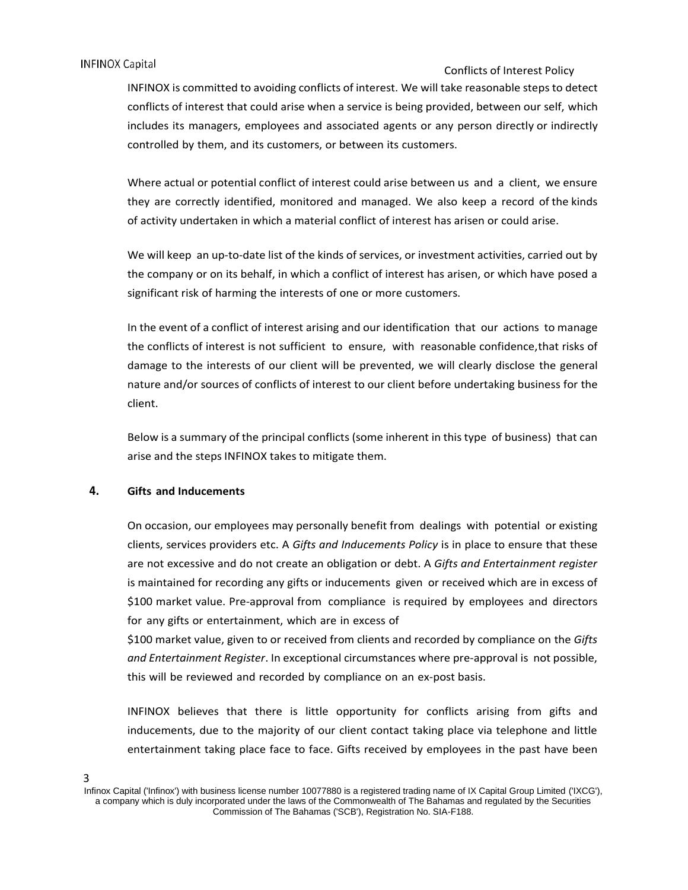INFINOX is committed to avoiding conflicts of interest. We will take reasonable steps to detect conflicts of interest that could arise when a service is being provided, between our self, which includes its managers, employees and associated agents or any person directly or indirectly controlled by them, and its customers, or between its customers.

Where actual or potential conflict of interest could arise between us and a client, we ensure they are correctly identified, monitored and managed. We also keep a record of the kinds of activity undertaken in which a material conflict of interest has arisen or could arise.

We will keep an up-to-date list of the kinds of services, or investment activities, carried out by the company or on its behalf, in which a conflict of interest has arisen, or which have posed a significant risk of harming the interests of one or more customers.

In the event of a conflict of interest arising and our identification that our actions to manage the conflicts of interest is not sufficient to ensure, with reasonable confidence,that risks of damage to the interests of our client will be prevented, we will clearly disclose the general nature and/or sources of conflicts of interest to our client before undertaking business for the client.

Below is a summary of the principal conflicts (some inherent in this type of business) that can arise and the steps INFINOX takes to mitigate them.

## 4. Gifts and Inducements

On occasion, our employees may personally benefit from dealings with potential or existing clients, services providers etc. A *Gifts and Inducements Policy* is in place to ensure that these are not excessive and do not create an obligation or debt. A *Gifts and Entertainment register* is maintained for recording any gifts or inducements given or received which are in excess of \$100 market value. Pre-approval from compliance is required by employees and directors for any gifts or entertainment, which are in excess of \$100 market value, given to or received from clients and recorded by compliance on the *Gifts and Entertainment Register*. In exceptional circumstances where pre-approval is not possible, this will be reviewed and recorded by compliance on an ex-post basis.

INFINOX believes that there is little opportunity for conflicts arising from gifts and inducements, due to the majority of our client contact taking place via telephone and little entertainment taking place face to face. Gifts received by employees in the past have been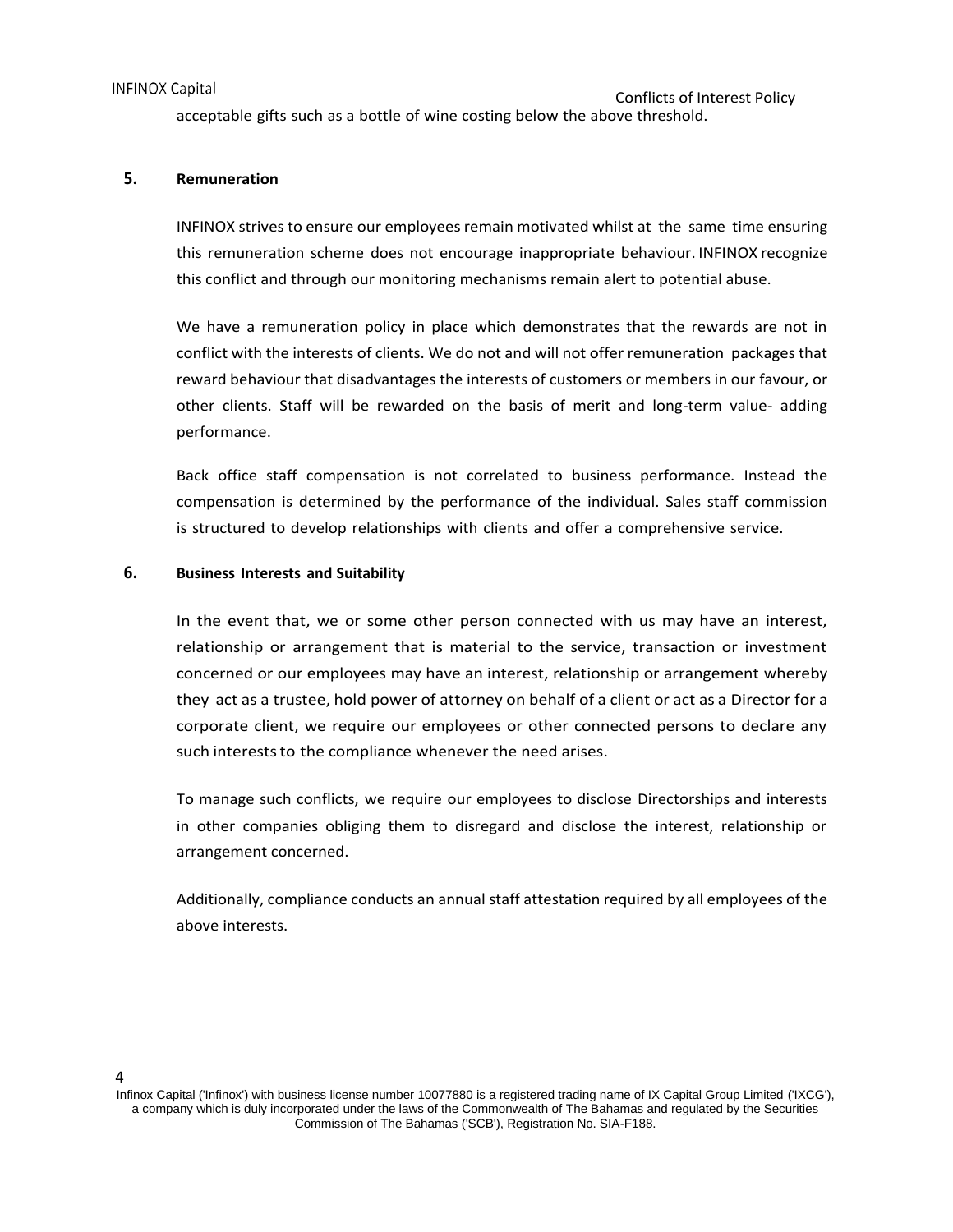acceptable gifts such as a bottle of wine costing below the above threshold.

## 5. Remuneration

INFINOX strives to ensure our employees remain motivated whilst at the same time ensuring this remuneration scheme does not encourage inappropriate behaviour. INFINOX recognize this conflict and through our monitoring mechanisms remain alert to potential abuse.

We have a remuneration policy in place which demonstrates that the rewards are not in conflict with the interests of clients. We do not and will not offer remuneration packages that reward behaviour that disadvantages the interests of customers or members in our favour, or other clients. Staff will be rewarded on the basis of merit and long-term value- adding performance.

Back office staff compensation is not correlated to business performance. Instead the compensation is determined by the performance of the individual. Sales staff commission is structured to develop relationships with clients and offer a comprehensive service.

## 6. Business Interests and Suitability

In the event that, we or some other person connected with us may have an interest, relationship or arrangement that is material to the service, transaction or investment concerned or our employees may have an interest, relationship or arrangement whereby they act as a trustee, hold power of attorney on behalf of a client or act as a Director for a corporate client, we require our employees or other connected persons to declare any such interests to the compliance whenever the need arises.

To manage such conflicts, we require our employees to disclose Directorships and interests in other companies obliging them to disregard and disclose the interest, relationship or arrangement concerned.

Additionally, compliance conducts an annual staff attestation required by all employees of the above interests.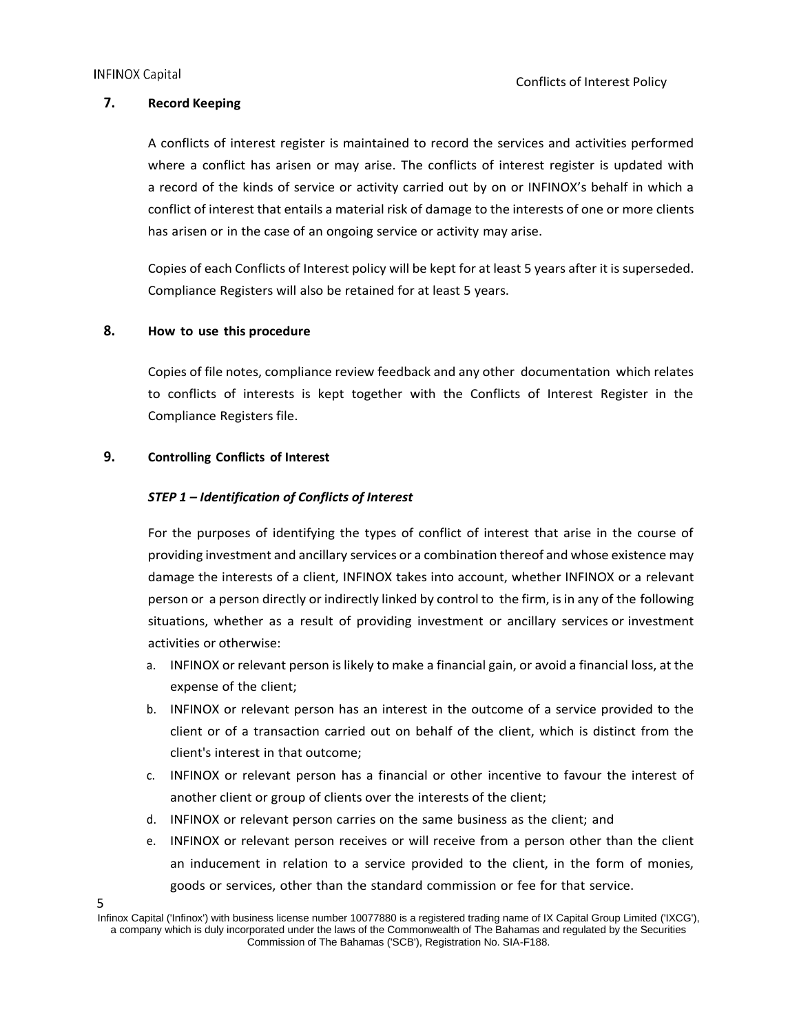## 7. Record Keeping

A conflicts of interest register is maintained to record the services and activities performed where a conflict has arisen or may arise. The conflicts of interest register is updated with a record of the kinds of service or activity carried out by on or INFINOX's behalf in which a conflict of interest that entails a material risk of damage to the interests of one or more clients has arisen or in the case of an ongoing service or activity may arise.

Copies of each Conflicts of Interest policy will be kept for at least 5 years after it is superseded. Compliance Registers will also be retained for at least 5 years.

## 8. How to use this procedure

Copies of file notes, compliance review feedback and any other documentation which relates to conflicts of interests is kept together with the Conflicts of Interest Register in the Compliance Registers file.

## 9. Controlling Conflicts of Interest

### *STEP 1 – Identification of Conflicts of Interest*

For the purposes of identifying the types of conflict of interest that arise in the course of providing investment and ancillary services or a combination thereof and whose existence may damage the interests of a client, INFINOX takes into account, whether INFINOX or a relevant person or a person directly or indirectly linked by control to the firm, is in any of the following situations, whether as a result of providing investment or ancillary services or investment activities or otherwise:

a. INFINOX or relevant person is likely to make a financial gain, or avoid a financial loss, at the expense of the client;
b. INFINOX or relevant person has an interest in the outcome of a service provided to the client or of a transaction carried out on behalf of the client, which is distinct from the client's interest in that outcome;
c. INFINOX or relevant person has a financial or other incentive to favour the interest of another client or group of clients over the interests of the client;
d. INFINOX or relevant person carries on the same business as the client; and
e. INFINOX or relevant person receives or will receive from a person other than the client an inducement in relation to a service provided to the client, in the form of monies, goods or services, other than the standard commission or fee for that service.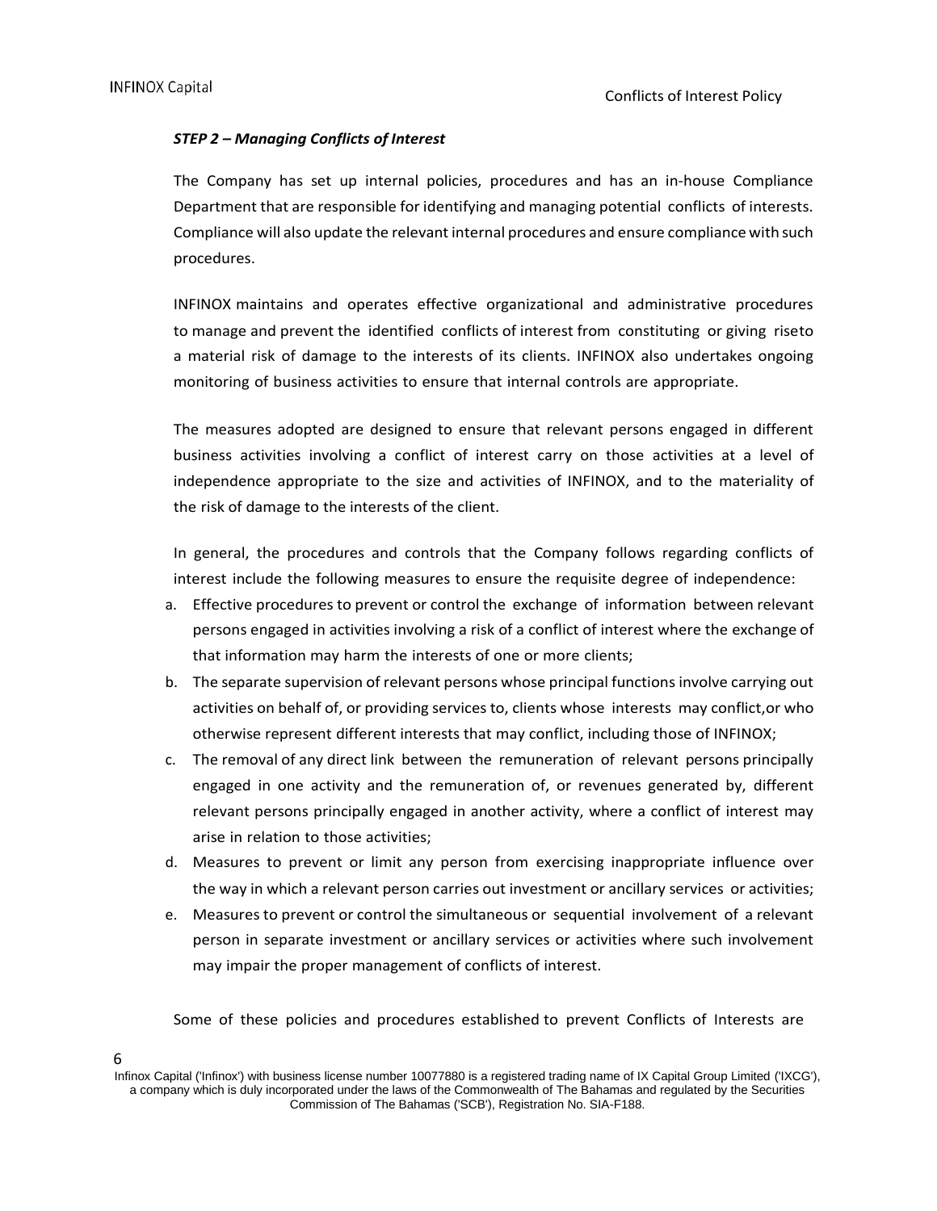***STEP 2 – Managing Conflicts of Interest***

The Company has set up internal policies, procedures and has an in-house Compliance Department that are responsible for identifying and managing potential conflicts of interests. Compliance will also update the relevant internal procedures and ensure compliance with such procedures.

INFINOX maintains and operates effective organizational and administrative procedures to manage and prevent the identified conflicts of interest from constituting or giving riseto a material risk of damage to the interests of its clients. INFINOX also undertakes ongoing monitoring of business activities to ensure that internal controls are appropriate.

The measures adopted are designed to ensure that relevant persons engaged in different business activities involving a conflict of interest carry on those activities at a level of independence appropriate to the size and activities of INFINOX, and to the materiality of the risk of damage to the interests of the client.

In general, the procedures and controls that the Company follows regarding conflicts of interest include the following measures to ensure the requisite degree of independence:

a. Effective procedures to prevent or control the exchange of information between relevant persons engaged in activities involving a risk of a conflict of interest where the exchange of that information may harm the interests of one or more clients;
b. The separate supervision of relevant persons whose principal functions involve carrying out activities on behalf of, or providing services to, clients whose interests may conflict,or who otherwise represent different interests that may conflict, including those of INFINOX;
c. The removal of any direct link between the remuneration of relevant persons principally engaged in one activity and the remuneration of, or revenues generated by, different relevant persons principally engaged in another activity, where a conflict of interest may arise in relation to those activities;
d. Measures to prevent or limit any person from exercising inappropriate influence over the way in which a relevant person carries out investment or ancillary services or activities;
e. Measures to prevent or control the simultaneous or sequential involvement of a relevant person in separate investment or ancillary services or activities where such involvement may impair the proper management of conflicts of interest.

Some of these policies and procedures established to prevent Conflicts of Interests are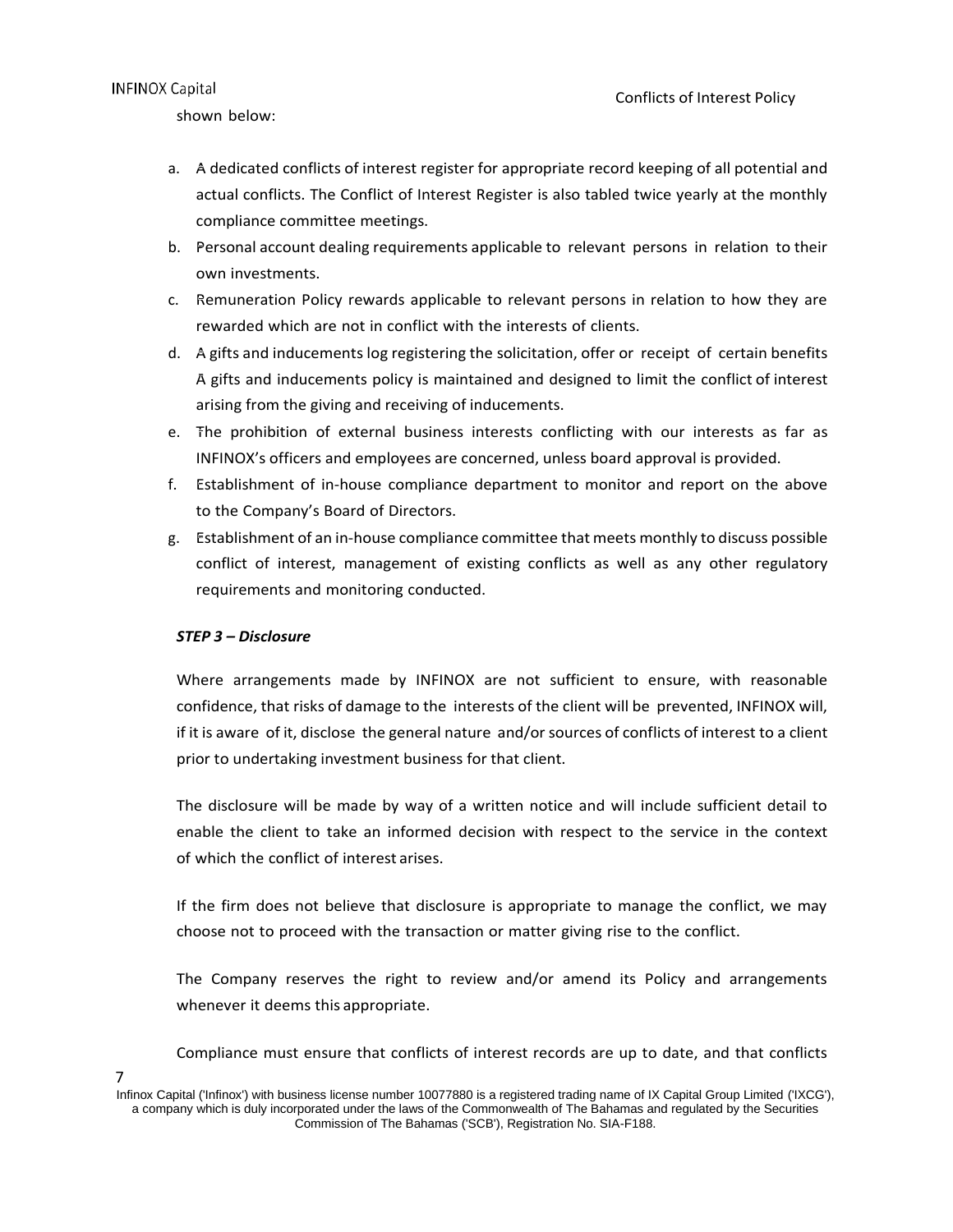shown below:

a. A dedicated conflicts of interest register for appropriate record keeping of all potential and actual conflicts. The Conflict of Interest Register is also tabled twice yearly at the monthly compliance committee meetings.
b. Personal account dealing requirements applicable to relevant persons in relation to their own investments.
c. Remuneration Policy rewards applicable to relevant persons in relation to how they are rewarded which are not in conflict with the interests of clients.
d. A gifts and inducements log registering the solicitation, offer or receipt of certain benefits A gifts and inducements policy is maintained and designed to limit the conflict of interest arising from the giving and receiving of inducements.
e. The prohibition of external business interests conflicting with our interests as far as INFINOX's officers and employees are concerned, unless board approval is provided.
f. Establishment of in-house compliance department to monitor and report on the above to the Company's Board of Directors.
g. Establishment of an in-house compliance committee that meets monthly to discuss possible conflict of interest, management of existing conflicts as well as any other regulatory requirements and monitoring conducted.

***STEP 3 – Disclosure***

Where arrangements made by INFINOX are not sufficient to ensure, with reasonable confidence, that risks of damage to the interests of the client will be prevented, INFINOX will, if it is aware of it, disclose the general nature and/or sources of conflicts of interest to a client prior to undertaking investment business for that client.

The disclosure will be made by way of a written notice and will include sufficient detail to enable the client to take an informed decision with respect to the service in the context of which the conflict of interest arises.

If the firm does not believe that disclosure is appropriate to manage the conflict, we may choose not to proceed with the transaction or matter giving rise to the conflict.

The Company reserves the right to review and/or amend its Policy and arrangements whenever it deems this appropriate.

Compliance must ensure that conflicts of interest records are up to date, and that conflicts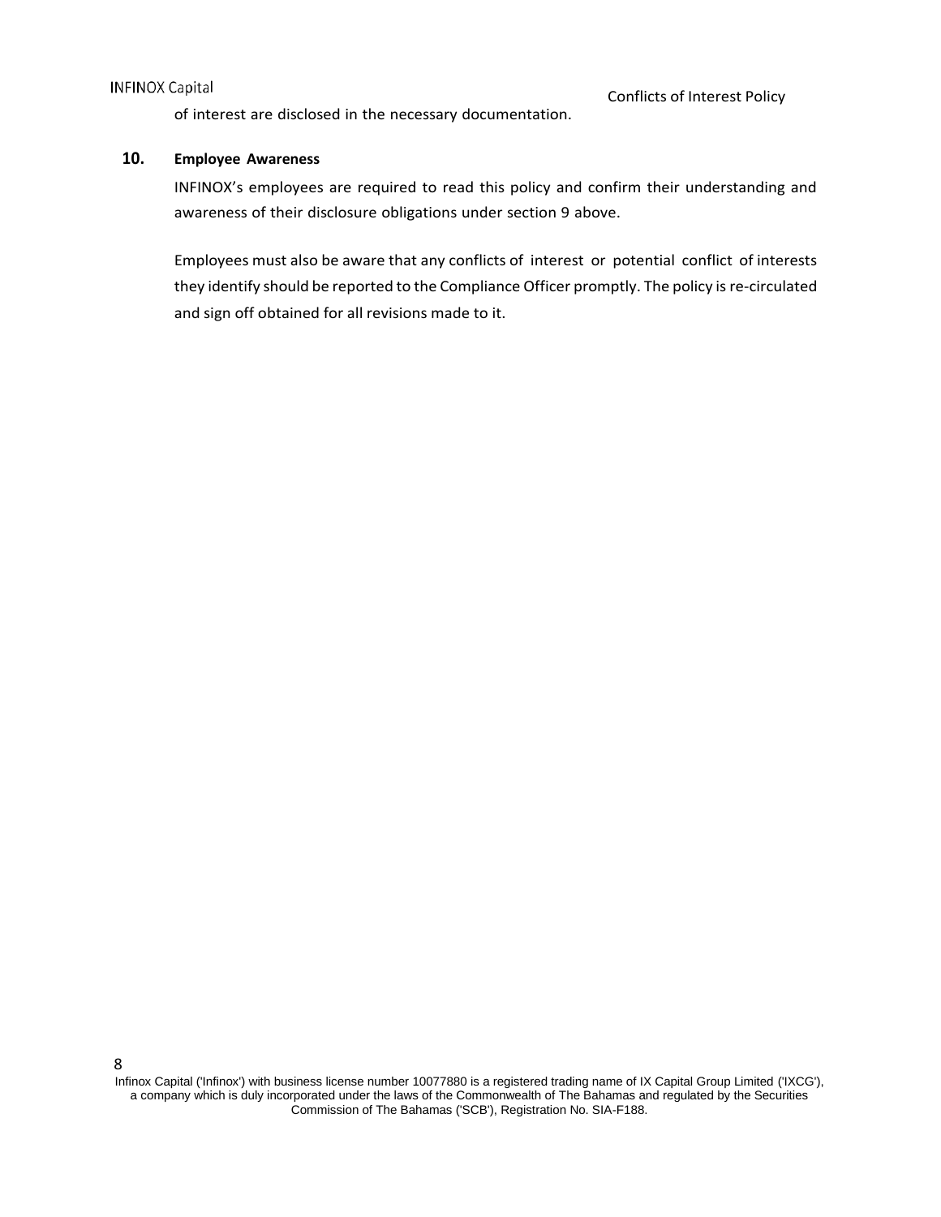of interest are disclosed in the necessary documentation.

## 10. Employee Awareness

INFINOX's employees are required to read this policy and confirm their understanding and awareness of their disclosure obligations under section 9 above.

Employees must also be aware that any conflicts of interest or potential conflict of interests they identify should be reported to the Compliance Officer promptly. The policy is re-circulated and sign off obtained for all revisions made to it.